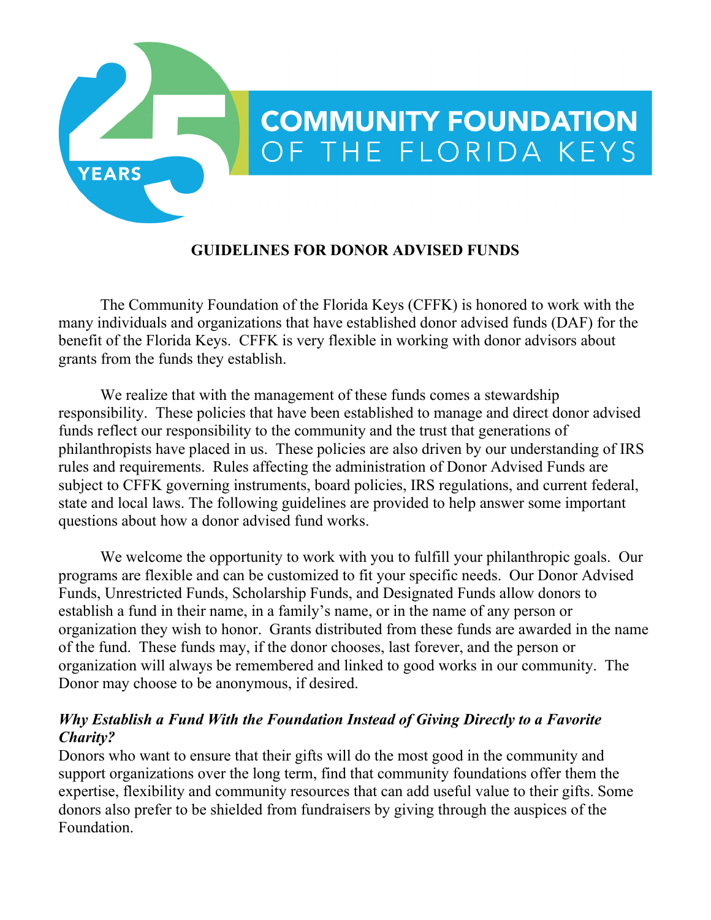# COMMUNITY FOUNDATION OF THE FLORIDA KEYS

25 YEARS

## GUIDELINES FOR DONOR ADVISED FUNDS

The Community Foundation of the Florida Keys (CFFK) is honored to work with the many individuals and organizations that have established donor advised funds (DAF) for the benefit of the Florida Keys. CFFK is very flexible in working with donor advisors about grants from the funds they establish.

We realize that with the management of these funds comes a stewardship responsibility. These policies that have been established to manage and direct donor advised funds reflect our responsibility to the community and the trust that generations of philanthropists have placed in us. These policies are also driven by our understanding of IRS rules and requirements. Rules affecting the administration of Donor Advised Funds are subject to CFFK governing instruments, board policies, IRS regulations, and current federal, state and local laws. The following guidelines are provided to help answer some important questions about how a donor advised fund works.

We welcome the opportunity to work with you to fulfill your philanthropic goals. Our programs are flexible and can be customized to fit your specific needs. Our Donor Advised Funds, Unrestricted Funds, Scholarship Funds, and Designated Funds allow donors to establish a fund in their name, in a family's name, or in the name of any person or organization they wish to honor. Grants distributed from these funds are awarded in the name of the fund. These funds may, if the donor chooses, last forever, and the person or organization will always be remembered and linked to good works in our community. The Donor may choose to be anonymous, if desired.

***Why Establish a Fund With the Foundation Instead of Giving Directly to a Favorite Charity?***

Donors who want to ensure that their gifts will do the most good in the community and support organizations over the long term, find that community foundations offer them the expertise, flexibility and community resources that can add useful value to their gifts. Some donors also prefer to be shielded from fundraisers by giving through the auspices of the Foundation.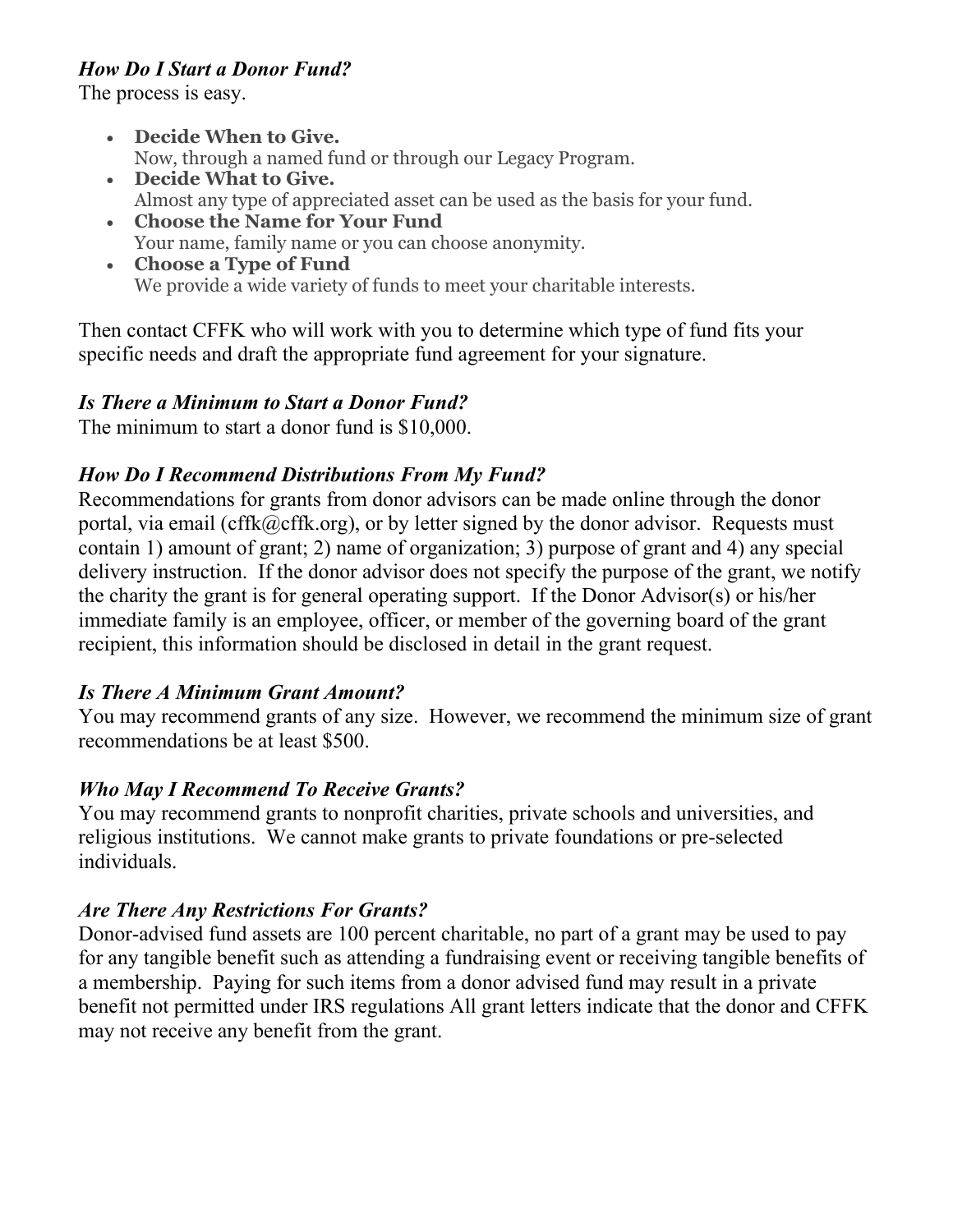***How Do I Start a Donor Fund?***

The process is easy.

- **Decide When to Give.**
  Now, through a named fund or through our Legacy Program.
- **Decide What to Give.**
  Almost any type of appreciated asset can be used as the basis for your fund.
- **Choose the Name for Your Fund**
  Your name, family name or you can choose anonymity.
- **Choose a Type of Fund**
  We provide a wide variety of funds to meet your charitable interests.

Then contact CFFK who will work with you to determine which type of fund fits your specific needs and draft the appropriate fund agreement for your signature.

***Is There a Minimum to Start a Donor Fund?***

The minimum to start a donor fund is $10,000.

***How Do I Recommend Distributions From My Fund?***

Recommendations for grants from donor advisors can be made online through the donor portal, via email (cffk@cffk.org), or by letter signed by the donor advisor. Requests must contain 1) amount of grant; 2) name of organization; 3) purpose of grant and 4) any special delivery instruction. If the donor advisor does not specify the purpose of the grant, we notify the charity the grant is for general operating support. If the Donor Advisor(s) or his/her immediate family is an employee, officer, or member of the governing board of the grant recipient, this information should be disclosed in detail in the grant request.

***Is There A Minimum Grant Amount?***

You may recommend grants of any size. However, we recommend the minimum size of grant recommendations be at least $500.

***Who May I Recommend To Receive Grants?***

You may recommend grants to nonprofit charities, private schools and universities, and religious institutions. We cannot make grants to private foundations or pre-selected individuals.

***Are There Any Restrictions For Grants?***

Donor-advised fund assets are 100 percent charitable, no part of a grant may be used to pay for any tangible benefit such as attending a fundraising event or receiving tangible benefits of a membership. Paying for such items from a donor advised fund may result in a private benefit not permitted under IRS regulations All grant letters indicate that the donor and CFFK may not receive any benefit from the grant.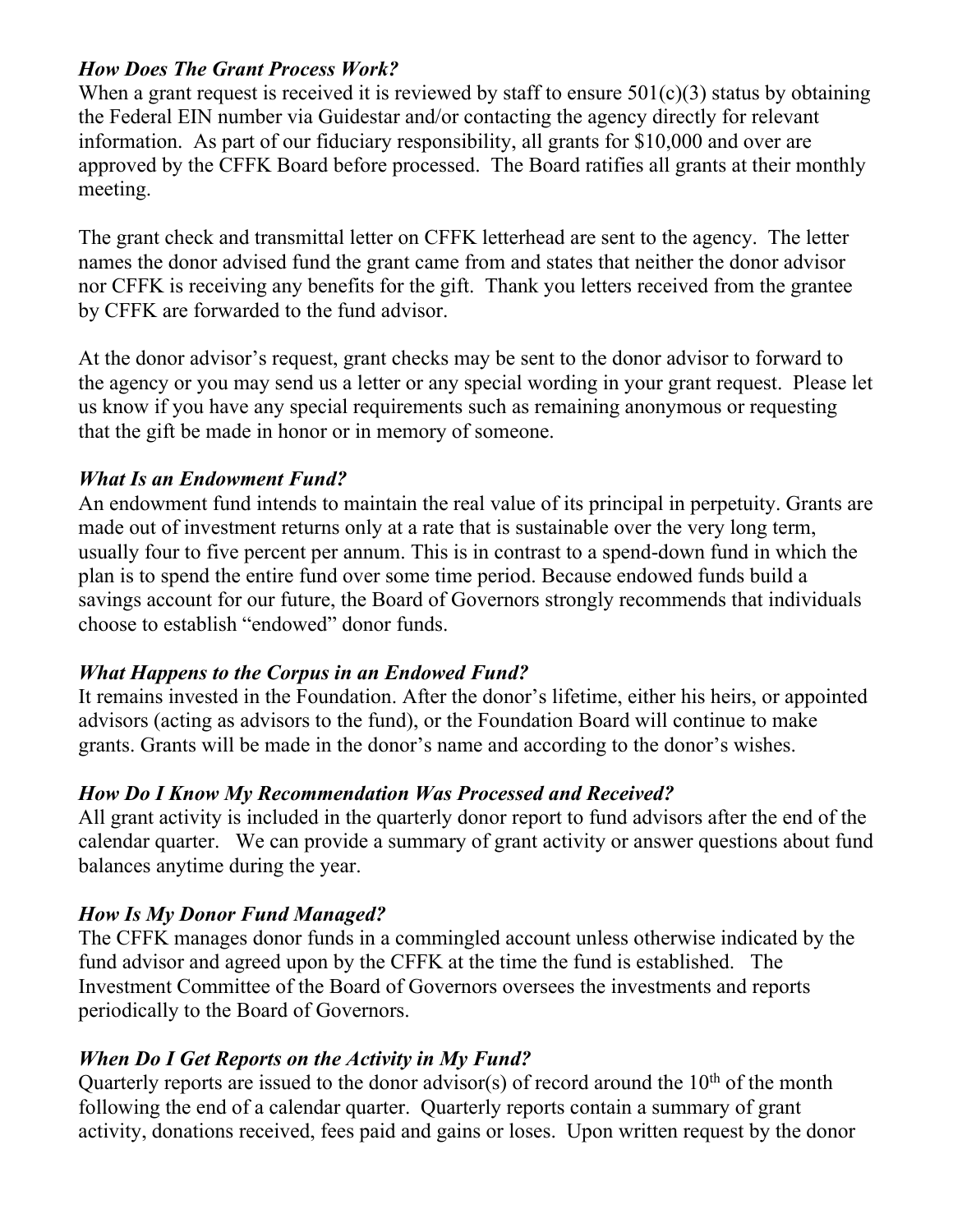### *How Does The Grant Process Work?*

When a grant request is received it is reviewed by staff to ensure 501(c)(3) status by obtaining the Federal EIN number via Guidestar and/or contacting the agency directly for relevant information. As part of our fiduciary responsibility, all grants for $10,000 and over are approved by the CFFK Board before processed. The Board ratifies all grants at their monthly meeting.

The grant check and transmittal letter on CFFK letterhead are sent to the agency. The letter names the donor advised fund the grant came from and states that neither the donor advisor nor CFFK is receiving any benefits for the gift. Thank you letters received from the grantee by CFFK are forwarded to the fund advisor.

At the donor advisor's request, grant checks may be sent to the donor advisor to forward to the agency or you may send us a letter or any special wording in your grant request. Please let us know if you have any special requirements such as remaining anonymous or requesting that the gift be made in honor or in memory of someone.

### *What Is an Endowment Fund?*

An endowment fund intends to maintain the real value of its principal in perpetuity. Grants are made out of investment returns only at a rate that is sustainable over the very long term, usually four to five percent per annum. This is in contrast to a spend-down fund in which the plan is to spend the entire fund over some time period. Because endowed funds build a savings account for our future, the Board of Governors strongly recommends that individuals choose to establish "endowed" donor funds.

### *What Happens to the Corpus in an Endowed Fund?*

It remains invested in the Foundation. After the donor's lifetime, either his heirs, or appointed advisors (acting as advisors to the fund), or the Foundation Board will continue to make grants. Grants will be made in the donor's name and according to the donor's wishes.

### *How Do I Know My Recommendation Was Processed and Received?*

All grant activity is included in the quarterly donor report to fund advisors after the end of the calendar quarter. We can provide a summary of grant activity or answer questions about fund balances anytime during the year.

### *How Is My Donor Fund Managed?*

The CFFK manages donor funds in a commingled account unless otherwise indicated by the fund advisor and agreed upon by the CFFK at the time the fund is established. The Investment Committee of the Board of Governors oversees the investments and reports periodically to the Board of Governors.

### *When Do I Get Reports on the Activity in My Fund?*

Quarterly reports are issued to the donor advisor(s) of record around the 10th of the month following the end of a calendar quarter. Quarterly reports contain a summary of grant activity, donations received, fees paid and gains or loses. Upon written request by the donor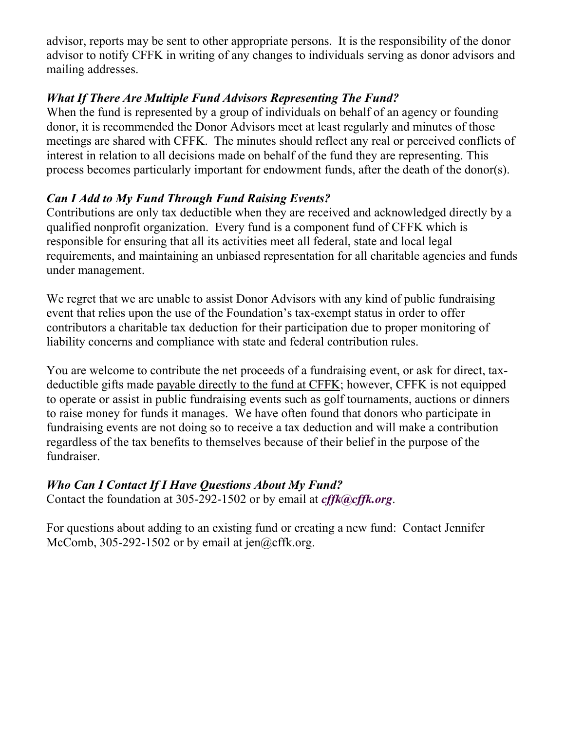advisor, reports may be sent to other appropriate persons. It is the responsibility of the donor advisor to notify CFFK in writing of any changes to individuals serving as donor advisors and mailing addresses.

### *What If There Are Multiple Fund Advisors Representing The Fund?*

When the fund is represented by a group of individuals on behalf of an agency or founding donor, it is recommended the Donor Advisors meet at least regularly and minutes of those meetings are shared with CFFK. The minutes should reflect any real or perceived conflicts of interest in relation to all decisions made on behalf of the fund they are representing. This process becomes particularly important for endowment funds, after the death of the donor(s).

### *Can I Add to My Fund Through Fund Raising Events?*

Contributions are only tax deductible when they are received and acknowledged directly by a qualified nonprofit organization. Every fund is a component fund of CFFK which is responsible for ensuring that all its activities meet all federal, state and local legal requirements, and maintaining an unbiased representation for all charitable agencies and funds under management.

We regret that we are unable to assist Donor Advisors with any kind of public fundraising event that relies upon the use of the Foundation's tax-exempt status in order to offer contributors a charitable tax deduction for their participation due to proper monitoring of liability concerns and compliance with state and federal contribution rules.

You are welcome to contribute the <u>net</u> proceeds of a fundraising event, or ask for <u>direct</u>, tax-deductible gifts made <u>payable directly to the fund at CFFK</u>; however, CFFK is not equipped to operate or assist in public fundraising events such as golf tournaments, auctions or dinners to raise money for funds it manages. We have often found that donors who participate in fundraising events are not doing so to receive a tax deduction and will make a contribution regardless of the tax benefits to themselves because of their belief in the purpose of the fundraiser.

### *Who Can I Contact If I Have Questions About My Fund?*

Contact the foundation at 305-292-1502 or by email at ***cffk@cffk.org***.

For questions about adding to an existing fund or creating a new fund: Contact Jennifer McComb, 305-292-1502 or by email at jen@cffk.org.